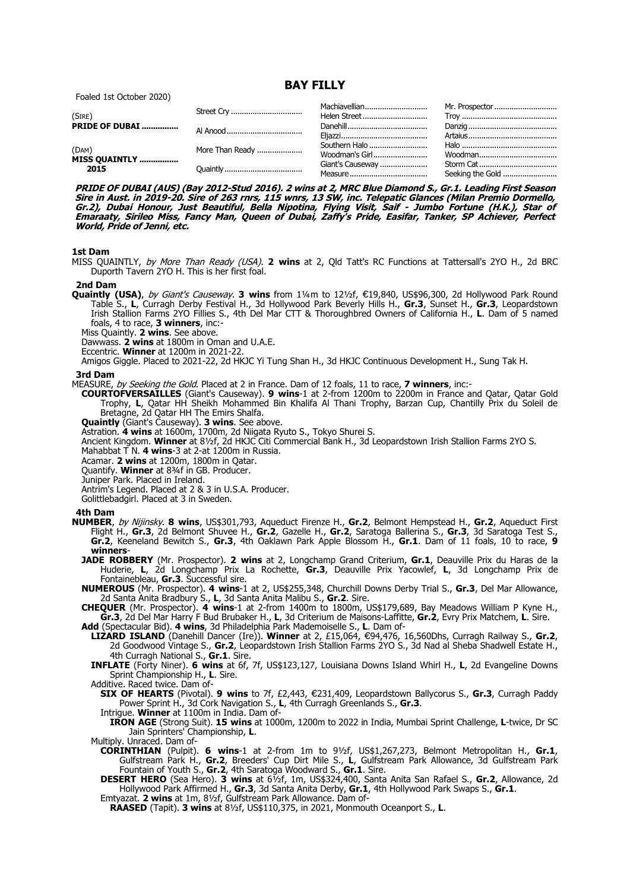# BAY FILLY

Foaled 1st October 2020)

| | | | |
|---|---|---|---|
| (SIRE) **PRIDE OF DUBAI** | Street Cry | Machiavellian | Mr. Prospector |
| | | Helen Street | Troy |
| | Al Anood | Danehill | Danzig |
| | | Eljazzi | Artaius |
| (DAM) **MISS QUAINTLY** **2015** | More Than Ready | Southern Halo | Halo |
| | | Woodman's Girl | Woodman |
| | Quaintly | Giant's Causeway | Storm Cat |
| | | Measure | Seeking the Gold |

***PRIDE OF DUBAI (AUS) (Bay 2012-Stud 2016). 2 wins at 2, MRC Blue Diamond S., Gr.1. Leading First Season Sire in Aust. in 2019-20. Sire of 263 rnrs, 115 wnrs, 13 SW, inc. Telepatic Glances (Milan Premio Dormello, Gr.2), Dubai Honour, Just Beautiful, Bella Nipotina, Flying Visit, Saif - Jumbo Fortune (H.K.), Star of Emaraaty, Sirileo Miss, Fancy Man, Queen of Dubai, Zaffy's Pride, Easifar, Tanker, SP Achiever, Perfect World, Pride of Jenni, etc.***

### 1st Dam

MISS QUAINTLY, *by More Than Ready (USA)*. **2 wins** at 2, Qld Tatt's RC Functions at Tattersall's 2YO H., 2d BRC Duporth Tavern 2YO H. This is her first foal.

### 2nd Dam

**Quaintly (USA)**, *by Giant's Causeway*. **3 wins** from 1¼m to 12½f, €19,840, US$96,300, 2d Hollywood Park Round Table S., **L**, Curragh Derby Festival H., 3d Hollywood Park Beverly Hills H., **Gr.3**, Sunset H., **Gr.3**, Leopardstown Irish Stallion Farms 2YO Fillies S., 4th Del Mar CTT & Thoroughbred Owners of California H., **L**. Dam of 5 named foals, 4 to race, **3 winners**, inc:-

Miss Quaintly. **2 wins**. See above.

Dawwass. **2 wins** at 1800m in Oman and U.A.E.

Eccentric. **Winner** at 1200m in 2021-22.

Amigos Giggle. Placed to 2021-22, 2d HKJC Yi Tung Shan H., 3d HKJC Continuous Development H., Sung Tak H.

### 3rd Dam

MEASURE, *by Seeking the Gold*. Placed at 2 in France. Dam of 12 foals, 11 to race, **7 winners**, inc:-

**COURTOFVERSAILLES** (Giant's Causeway). **9 wins**-1 at 2-from 1200m to 2200m in France and Qatar, Qatar Gold Trophy, **L**, Qatar HH Sheikh Mohammed Bin Khalifa Al Thani Trophy, Barzan Cup, Chantilly Prix du Soleil de Bretagne, 2d Qatar HH The Emirs Shalfa.

**Quaintly** (Giant's Causeway). **3 wins**. See above.

Astration. **4 wins** at 1600m, 1700m, 2d Niigata Ryuto S., Tokyo Shurei S.

Ancient Kingdom. **Winner** at 8½f, 2d HKJC Citi Commercial Bank H., 3d Leopardstown Irish Stallion Farms 2YO S.

Mahabbat T N. **4 wins**-3 at 2-at 1200m in Russia.

Acamar. **2 wins** at 1200m, 1800m in Qatar.

Quantify. **Winner** at 8¾f in GB. Producer.

Juniper Park. Placed in Ireland.

Antrim's Legend. Placed at 2 & 3 in U.S.A. Producer.

Golittlebadgirl. Placed at 3 in Sweden.

### 4th Dam

**NUMBER**, *by Nijinsky*. **8 wins**, US$301,793, Aqueduct Firenze H., **Gr.2**, Belmont Hempstead H., **Gr.2**, Aqueduct First Flight H., **Gr.3**, 2d Belmont Shuvee H., **Gr.2**, Gazelle H., **Gr.2**, Saratoga Ballerina S., **Gr.3**, 3d Saratoga Test S., **Gr.2**, Keeneland Bewitch S., **Gr.3**, 4th Oaklawn Park Apple Blossom H., **Gr.1**. Dam of 11 foals, 10 to race, **9 winners**-

**JADE ROBBERY** (Mr. Prospector). **2 wins** at 2, Longchamp Grand Criterium, **Gr.1**, Deauville Prix du Haras de la Huderie, **L**, 2d Longchamp Prix La Rochette, **Gr.3**, Deauville Prix Yacowlef, **L**, 3d Longchamp Prix de Fontainebleau, **Gr.3**. Successful sire.

**NUMEROUS** (Mr. Prospector). **4 wins**-1 at 2, US$255,348, Churchill Downs Derby Trial S., **Gr.3**, Del Mar Allowance, 2d Santa Anita Bradbury S., **L**, 3d Santa Anita Malibu S., **Gr.2**. Sire.

**CHEQUER** (Mr. Prospector). **4 wins**-1 at 2-from 1400m to 1800m, US$179,689, Bay Meadows William P Kyne H., **Gr.3**, 2d Del Mar Harry F Bud Brubaker H., **L**, 3d Criterium de Maisons-Laffitte, **Gr.2**, Evry Prix Matchem, **L**. Sire.

**Add** (Spectacular Bid). **4 wins**, 3d Philadelphia Park Mademoiselle S., **L**. Dam of-

**LIZARD ISLAND** (Danehill Dancer (Ire)). **Winner** at 2, £15,064, €94,476, 16,560Dhs, Curragh Railway S., **Gr.2**, 2d Goodwood Vintage S., **Gr.2**, Leopardstown Irish Stallion Farms 2YO S., 3d Nad al Sheba Shadwell Estate H., 4th Curragh National S., **Gr.1**. Sire.

**INFLATE** (Forty Niner). **6 wins** at 6f, 7f, US$123,127, Louisiana Downs Island Whirl H., **L**, 2d Evangeline Downs Sprint Championship H., **L**. Sire.

Additive. Raced twice. Dam of-

**SIX OF HEARTS** (Pivotal). **9 wins** to 7f, £2,443, €231,409, Leopardstown Ballycorus S., **Gr.3**, Curragh Paddy Power Sprint H., 3d Cork Navigation S., **L**, 4th Curragh Greenlands S., **Gr.3**.

Intrigue. **Winner** at 1100m in India. Dam of-

**IRON AGE** (Strong Suit). **15 wins** at 1000m, 1200m to 2022 in India, Mumbai Sprint Challenge, **L**-twice, Dr SC Jain Sprinters' Championship, **L**.

Multiply. Unraced. Dam of-

**CORINTHIAN** (Pulpit). **6 wins**-1 at 2-from 1m to 9½f, US$1,267,273, Belmont Metropolitan H., **Gr.1**, Gulfstream Park H., **Gr.2**, Breeders' Cup Dirt Mile S., **L**, Gulfstream Park Allowance, 3d Gulfstream Park Fountain of Youth S., **Gr.2**, 4th Saratoga Woodward S., **Gr.1**. Sire.

**DESERT HERO** (Sea Hero). **3 wins** at 6½f, 1m, US$324,400, Santa Anita San Rafael S., **Gr.2**, Allowance, 2d Hollywood Park Affirmed H., **Gr.3**, 3d Santa Anita Derby, **Gr.1**, 4th Hollywood Park Swaps S., **Gr.1**.

Emtyazat. **2 wins** at 1m, 8½f, Gulfstream Park Allowance. Dam of-

**RAASED** (Tapit). **3 wins** at 8½f, US$110,375, in 2021, Monmouth Oceanport S., **L**.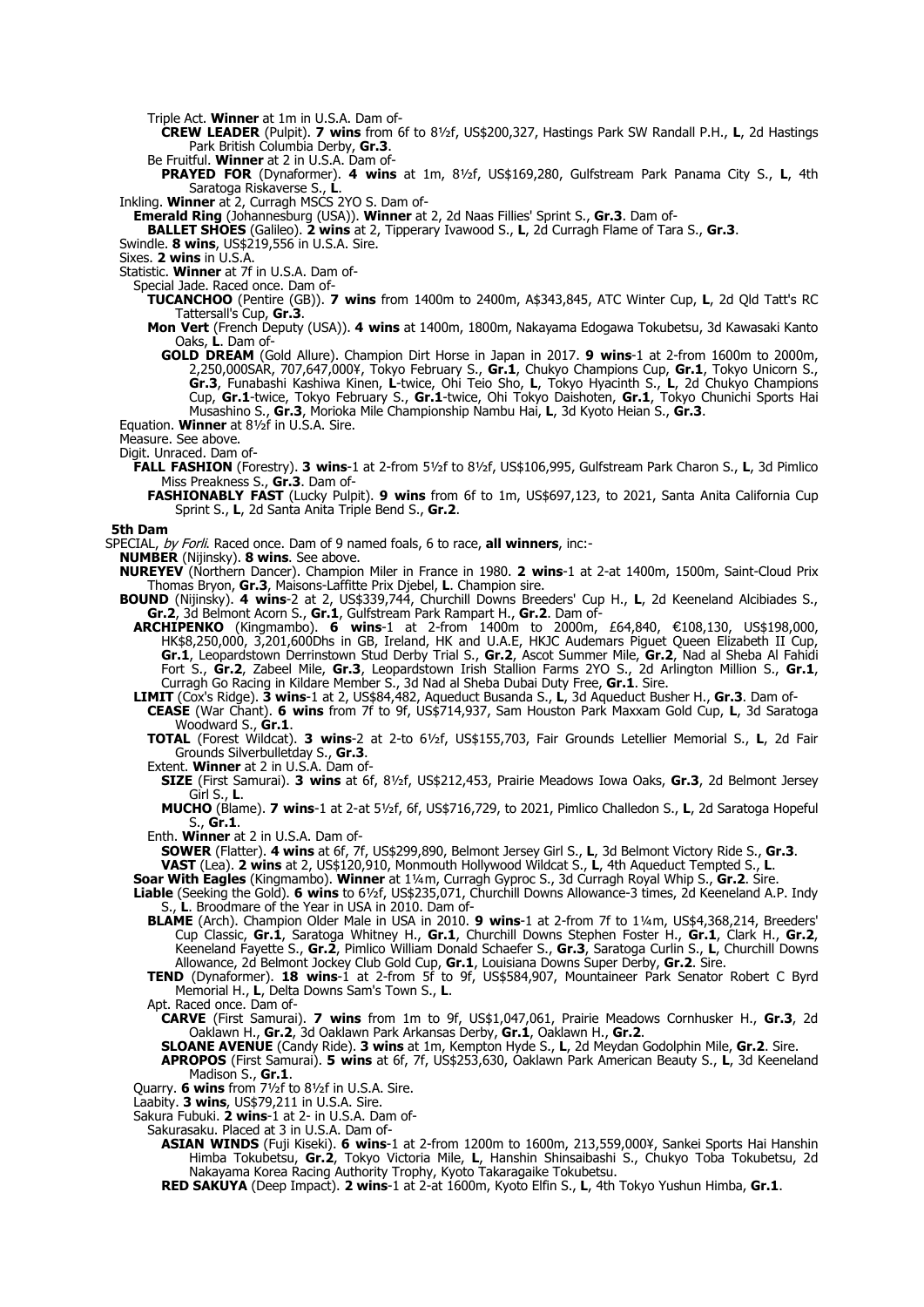Triple Act. **Winner** at 1m in U.S.A. Dam of-

**CREW LEADER** (Pulpit). **7 wins** from 6f to 8½f, US$200,327, Hastings Park SW Randall P.H., **L**, 2d Hastings Park British Columbia Derby, **Gr.3**.

Be Fruitful. **Winner** at 2 in U.S.A. Dam of-

**PRAYED FOR** (Dynaformer). **4 wins** at 1m, 8½f, US$169,280, Gulfstream Park Panama City S., **L**, 4th Saratoga Riskaverse S., **L**.

Inkling. **Winner** at 2, Curragh MSCS 2YO S. Dam of-

**Emerald Ring** (Johannesburg (USA)). **Winner** at 2, 2d Naas Fillies' Sprint S., **Gr.3**. Dam of-

**BALLET SHOES** (Galileo). **2 wins** at 2, Tipperary Ivawood S., **L**, 2d Curragh Flame of Tara S., **Gr.3**.

Swindle. **8 wins**, US$219,556 in U.S.A. Sire.

Sixes. **2 wins** in U.S.A.

Statistic. **Winner** at 7f in U.S.A. Dam of-

Special Jade. Raced once. Dam of-

**TUCANCHOO** (Pentire (GB)). **7 wins** from 1400m to 2400m, A$343,845, ATC Winter Cup, **L**, 2d Qld Tatt's RC Tattersall's Cup, **Gr.3**.

**Mon Vert** (French Deputy (USA)). **4 wins** at 1400m, 1800m, Nakayama Edogawa Tokubetsu, 3d Kawasaki Kanto Oaks, **L**. Dam of-

**GOLD DREAM** (Gold Allure). Champion Dirt Horse in Japan in 2017. **9 wins**-1 at 2-from 1600m to 2000m, 2,250,000SAR, 707,647,000¥, Tokyo February S., **Gr.1**, Chukyo Champions Cup, **Gr.1**, Tokyo Unicorn S., **Gr.3**, Funabashi Kashiwa Kinen, **L**-twice, Ohi Teio Sho, **L**, Tokyo Hyacinth S., **L**, 2d Chukyo Champions Cup, **Gr.1**-twice, Tokyo February S., **Gr.1**-twice, Ohi Tokyo Daishoten, **Gr.1**, Tokyo Chunichi Sports Hai Musashino S., **Gr.3**, Morioka Mile Championship Nambu Hai, **L**, 3d Kyoto Heian S., **Gr.3**.

Equation. **Winner** at 8½f in U.S.A. Sire.

Measure. See above.

Digit. Unraced. Dam of-

**FALL FASHION** (Forestry). **3 wins**-1 at 2-from 5½f to 8½f, US$106,995, Gulfstream Park Charon S., **L**, 3d Pimlico Miss Preakness S., **Gr.3**. Dam of-

**FASHIONABLY FAST** (Lucky Pulpit). **9 wins** from 6f to 1m, US$697,123, to 2021, Santa Anita California Cup Sprint S., **L**, 2d Santa Anita Triple Bend S., **Gr.2**.

**5th Dam**

SPECIAL, *by Forli*. Raced once. Dam of 9 named foals, 6 to race, **all winners**, inc:-

**NUMBER** (Nijinsky). **8 wins**. See above.

**NUREYEV** (Northern Dancer). Champion Miler in France in 1980. **2 wins**-1 at 2-at 1400m, 1500m, Saint-Cloud Prix Thomas Bryon, **Gr.3**, Maisons-Laffitte Prix Djebel, **L**. Champion sire.

**BOUND** (Nijinsky). **4 wins**-2 at 2, US$339,744, Churchill Downs Breeders' Cup H., **L**, 2d Keeneland Alcibiades S., **Gr.2**, 3d Belmont Acorn S., **Gr.1**, Gulfstream Park Rampart H., **Gr.2**. Dam of-

**ARCHIPENKO** (Kingmambo). **6 wins**-1 at 2-from 1400m to 2000m, £64,840, €108,130, US$198,000, HK$8,250,000, 3,201,600Dhs in GB, Ireland, HK and U.A.E, HKJC Audemars Piguet Queen Elizabeth II Cup, **Gr.1**, Leopardstown Derrinstown Stud Derby Trial S., **Gr.2**, Ascot Summer Mile, **Gr.2**, Nad al Sheba Al Fahidi Fort S., **Gr.2**, Zabeel Mile, **Gr.3**, Leopardstown Irish Stallion Farms 2YO S., 2d Arlington Million S., **Gr.1**, Curragh Go Racing in Kildare Member S., 3d Nad al Sheba Dubai Duty Free, **Gr.1**. Sire.

**LIMIT** (Cox's Ridge). **3 wins**-1 at 2, US$84,482, Aqueduct Busanda S., **L**, 3d Aqueduct Busher H., **Gr.3**. Dam of-

**CEASE** (War Chant). **6 wins** from 7f to 9f, US$714,937, Sam Houston Park Maxxam Gold Cup, **L**, 3d Saratoga Woodward S., **Gr.1**.

**TOTAL** (Forest Wildcat). **3 wins**-2 at 2-to 6½f, US$155,703, Fair Grounds Letellier Memorial S., **L**, 2d Fair Grounds Silverbulletday S., **Gr.3**.

Extent. **Winner** at 2 in U.S.A. Dam of-

**SIZE** (First Samurai). **3 wins** at 6f, 8½f, US$212,453, Prairie Meadows Iowa Oaks, **Gr.3**, 2d Belmont Jersey Girl S., **L**.

**MUCHO** (Blame). **7 wins**-1 at 2-at 5½f, 6f, US$716,729, to 2021, Pimlico Challedon S., **L**, 2d Saratoga Hopeful S., **Gr.1**.

Enth. **Winner** at 2 in U.S.A. Dam of-

**SOWER** (Flatter). **4 wins** at 6f, 7f, US$299,890, Belmont Jersey Girl S., **L**, 3d Belmont Victory Ride S., **Gr.3**.

**VAST** (Lea). **2 wins** at 2, US$120,910, Monmouth Hollywood Wildcat S., **L**, 4th Aqueduct Tempted S., **L**.

**Soar With Eagles** (Kingmambo). **Winner** at 1¼m, Curragh Gyproc S., 3d Curragh Royal Whip S., **Gr.2**. Sire.

**Liable** (Seeking the Gold). **6 wins** to 6½f, US$235,071, Churchill Downs Allowance-3 times, 2d Keeneland A.P. Indy S., **L**. Broodmare of the Year in USA in 2010. Dam of-

**BLAME** (Arch). Champion Older Male in USA in 2010. **9 wins**-1 at 2-from 7f to 1¼m, US$4,368,214, Breeders' Cup Classic, **Gr.1**, Saratoga Whitney H., **Gr.1**, Churchill Downs Stephen Foster H., **Gr.1**, Clark H., **Gr.2**, Keeneland Fayette S., **Gr.2**, Pimlico William Donald Schaefer S., **Gr.3**, Saratoga Curlin S., **L**, Churchill Downs Allowance, 2d Belmont Jockey Club Gold Cup, **Gr.1**, Louisiana Downs Super Derby, **Gr.2**. Sire.

**TEND** (Dynaformer). **18 wins**-1 at 2-from 5f to 9f, US$584,907, Mountaineer Park Senator Robert C Byrd Memorial H., **L**, Delta Downs Sam's Town S., **L**.

Apt. Raced once. Dam of-

**CARVE** (First Samurai). **7 wins** from 1m to 9f, US$1,047,061, Prairie Meadows Cornhusker H., **Gr.3**, 2d Oaklawn H., **Gr.2**, 3d Oaklawn Park Arkansas Derby, **Gr.1**, Oaklawn H., **Gr.2**.

**SLOANE AVENUE** (Candy Ride). **3 wins** at 1m, Kempton Hyde S., **L**, 2d Meydan Godolphin Mile, **Gr.2**. Sire.

**APROPOS** (First Samurai). **5 wins** at 6f, 7f, US$253,630, Oaklawn Park American Beauty S., **L**, 3d Keeneland Madison S., **Gr.1**.

Quarry. **6 wins** from 7½f to 8½f in U.S.A. Sire.

Laabity. **3 wins**, US$79,211 in U.S.A. Sire.

Sakura Fubuki. **2 wins**-1 at 2- in U.S.A. Dam of-

Sakurasaku. Placed at 3 in U.S.A. Dam of-

**ASIAN WINDS** (Fuji Kiseki). **6 wins**-1 at 2-from 1200m to 1600m, 213,559,000¥, Sankei Sports Hai Hanshin Himba Tokubetsu, **Gr.2**, Tokyo Victoria Mile, **L**, Hanshin Shinsaibashi S., Chukyo Toba Tokubetsu, 2d Nakayama Korea Racing Authority Trophy, Kyoto Takaragaike Tokubetsu.

**RED SAKUYA** (Deep Impact). **2 wins**-1 at 2-at 1600m, Kyoto Elfin S., **L**, 4th Tokyo Yushun Himba, **Gr.1**.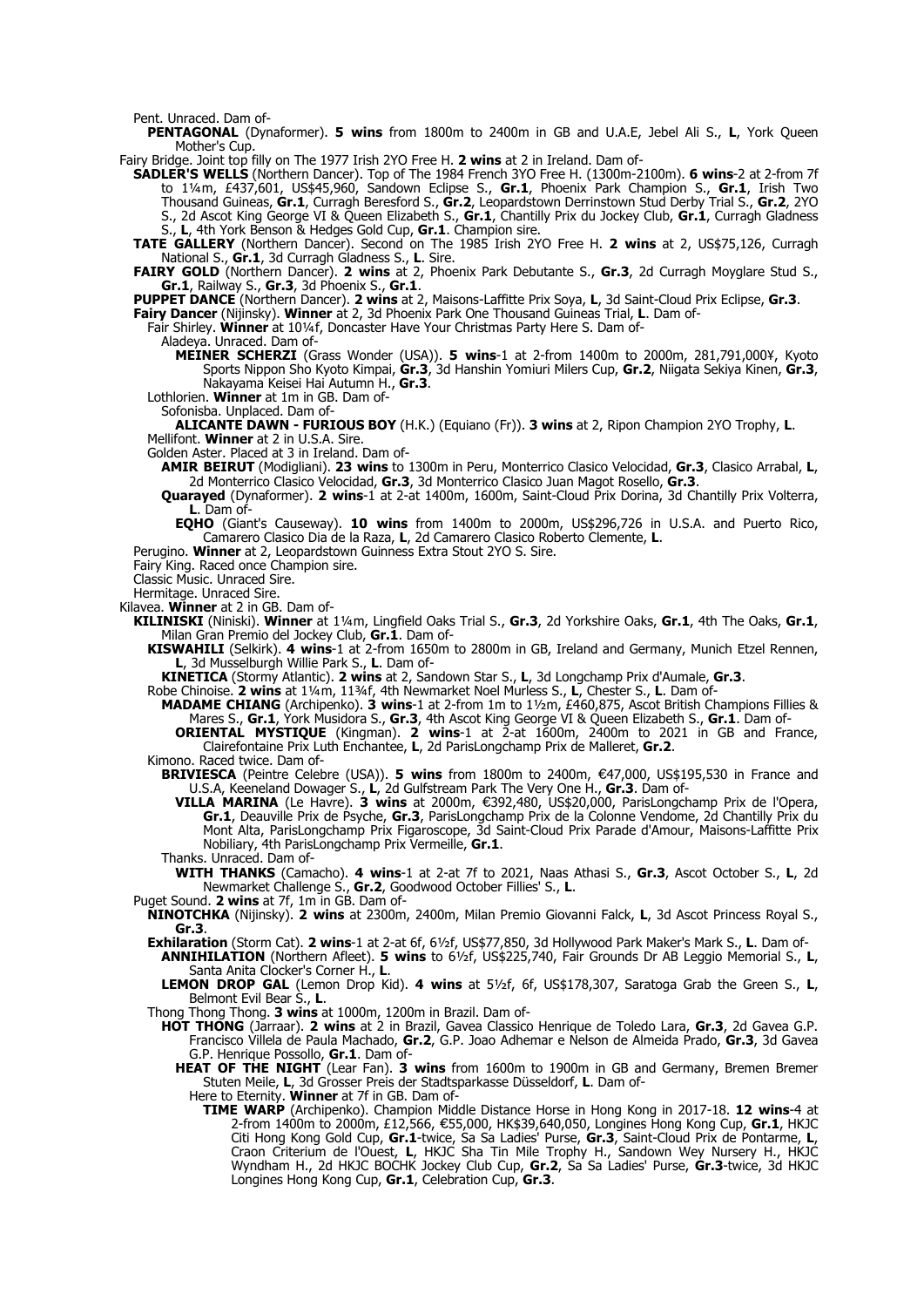Pent. Unraced. Dam of-

**PENTAGONAL** (Dynaformer). **5 wins** from 1800m to 2400m in GB and U.A.E, Jebel Ali S., **L**, York Queen Mother's Cup.

Fairy Bridge. Joint top filly on The 1977 Irish 2YO Free H. **2 wins** at 2 in Ireland. Dam of-

**SADLER'S WELLS** (Northern Dancer). Top of The 1984 French 3YO Free H. (1300m-2100m). **6 wins**-2 at 2-from 7f to 1¼m, £437,601, US$45,960, Sandown Eclipse S., **Gr.1**, Phoenix Park Champion S., **Gr.1**, Irish Two Thousand Guineas, **Gr.1**, Curragh Beresford S., **Gr.2**, Leopardstown Derrinstown Stud Derby Trial S., **Gr.2**, 2YO S., 2d Ascot King George VI & Queen Elizabeth S., **Gr.1**, Chantilly Prix du Jockey Club, **Gr.1**, Curragh Gladness S., **L**, 4th York Benson & Hedges Gold Cup, **Gr.1**. Champion sire.

**TATE GALLERY** (Northern Dancer). Second on The 1985 Irish 2YO Free H. **2 wins** at 2, US$75,126, Curragh National S., **Gr.1**, 3d Curragh Gladness S., **L**. Sire.

**FAIRY GOLD** (Northern Dancer). **2 wins** at 2, Phoenix Park Debutante S., **Gr.3**, 2d Curragh Moyglare Stud S., **Gr.1**, Railway S., **Gr.3**, 3d Phoenix S., **Gr.1**.

**PUPPET DANCE** (Northern Dancer). **2 wins** at 2, Maisons-Laffitte Prix Soya, **L**, 3d Saint-Cloud Prix Eclipse, **Gr.3**.

**Fairy Dancer** (Nijinsky). **Winner** at 2, 3d Phoenix Park One Thousand Guineas Trial, **L**. Dam of-

Fair Shirley. **Winner** at 10¼f, Doncaster Have Your Christmas Party Here S. Dam of-

Aladeya. Unraced. Dam of-

**MEINER SCHERZI** (Grass Wonder (USA)). **5 wins**-1 at 2-from 1400m to 2000m, 281,791,000¥, Kyoto Sports Nippon Sho Kyoto Kimpai, **Gr.3**, 3d Hanshin Yomiuri Milers Cup, **Gr.2**, Niigata Sekiya Kinen, **Gr.3**, Nakayama Keisei Hai Autumn H., **Gr.3**.

Lothlorien. **Winner** at 1m in GB. Dam of-

Sofonisba. Unplaced. Dam of-

**ALICANTE DAWN - FURIOUS BOY** (H.K.) (Equiano (Fr)). **3 wins** at 2, Ripon Champion 2YO Trophy, **L**.

Mellifont. **Winner** at 2 in U.S.A. Sire.

Golden Aster. Placed at 3 in Ireland. Dam of-

**AMIR BEIRUT** (Modigliani). **23 wins** to 1300m in Peru, Monterrico Clasico Velocidad, **Gr.3**, Clasico Arrabal, **L**, 2d Monterrico Clasico Velocidad, **Gr.3**, 3d Monterrico Clasico Juan Magot Rosello, **Gr.3**.

**Quarayed** (Dynaformer). **2 wins**-1 at 2-at 1400m, 1600m, Saint-Cloud Prix Dorina, 3d Chantilly Prix Volterra, **L**. Dam of-

**EQHO** (Giant's Causeway). **10 wins** from 1400m to 2000m, US$296,726 in U.S.A. and Puerto Rico, Camarero Clasico Dia de la Raza, **L**, 2d Camarero Clasico Roberto Clemente, **L**.

Perugino. **Winner** at 2, Leopardstown Guinness Extra Stout 2YO S. Sire.

Fairy King. Raced once Champion sire.

Classic Music. Unraced Sire.

Hermitage. Unraced Sire.

Kilavea. **Winner** at 2 in GB. Dam of-

**KILINISKI** (Niniski). **Winner** at 1¼m, Lingfield Oaks Trial S., **Gr.3**, 2d Yorkshire Oaks, **Gr.1**, 4th The Oaks, **Gr.1**, Milan Gran Premio del Jockey Club, **Gr.1**. Dam of-

**KISWAHILI** (Selkirk). **4 wins**-1 at 2-from 1650m to 2800m in GB, Ireland and Germany, Munich Etzel Rennen, **L**, 3d Musselburgh Willie Park S., **L**. Dam of-

**KINETICA** (Stormy Atlantic). **2 wins** at 2, Sandown Star S., **L**, 3d Longchamp Prix d'Aumale, **Gr.3**.

Robe Chinoise. **2 wins** at 1¼m, 11¾f, 4th Newmarket Noel Murless S., **L**, Chester S., **L**. Dam of-

**MADAME CHIANG** (Archipenko). **3 wins**-1 at 2-from 1m to 1½m, £460,875, Ascot British Champions Fillies & Mares S., **Gr.1**, York Musidora S., **Gr.3**, 4th Ascot King George VI & Queen Elizabeth S., **Gr.1**. Dam of-

**ORIENTAL MYSTIQUE** (Kingman). **2 wins**-1 at 2-at 1600m, 2400m to 2021 in GB and France, Clairefontaine Prix Luth Enchantee, **L**, 2d ParisLongchamp Prix de Malleret, **Gr.2**.

Kimono. Raced twice. Dam of-

**BRIVIESCA** (Peintre Celebre (USA)). **5 wins** from 1800m to 2400m, €47,000, US$195,530 in France and U.S.A, Keeneland Dowager S., **L**, 2d Gulfstream Park The Very One H., **Gr.3**. Dam of-

**VILLA MARINA** (Le Havre). **3 wins** at 2000m, €392,480, US$20,000, ParisLongchamp Prix de l'Opera, **Gr.1**, Deauville Prix de Psyche, **Gr.3**, ParisLongchamp Prix de la Colonne Vendome, 2d Chantilly Prix du Mont Alta, ParisLongchamp Prix Figaroscope, 3d Saint-Cloud Prix Parade d'Amour, Maisons-Laffitte Prix Nobiliary, 4th ParisLongchamp Prix Vermeille, **Gr.1**.

Thanks. Unraced. Dam of-

**WITH THANKS** (Camacho). **4 wins**-1 at 2-at 7f to 2021, Naas Athasi S., **Gr.3**, Ascot October S., **L**, 2d Newmarket Challenge S., **Gr.2**, Goodwood October Fillies' S., **L**.

Puget Sound. **2 wins** at 7f, 1m in GB. Dam of-

**NINOTCHKA** (Nijinsky). **2 wins** at 2300m, 2400m, Milan Premio Giovanni Falck, **L**, 3d Ascot Princess Royal S., **Gr.3**.

**Exhilaration** (Storm Cat). **2 wins**-1 at 2-at 6f, 6½f, US$77,850, 3d Hollywood Park Maker's Mark S., **L**. Dam of-

**ANNIHILATION** (Northern Afleet). **5 wins** to 6½f, US$225,740, Fair Grounds Dr AB Leggio Memorial S., **L**, Santa Anita Clocker's Corner H., **L**.

**LEMON DROP GAL** (Lemon Drop Kid). **4 wins** at 5½f, 6f, US$178,307, Saratoga Grab the Green S., **L**, Belmont Evil Bear S., **L**.

Thong Thong Thong. **3 wins** at 1000m, 1200m in Brazil. Dam of-

**HOT THONG** (Jarraar). **2 wins** at 2 in Brazil, Gavea Classico Henrique de Toledo Lara, **Gr.3**, 2d Gavea G.P. Francisco Villela de Paula Machado, **Gr.2**, G.P. Joao Adhemar e Nelson de Almeida Prado, **Gr.3**, 3d Gavea G.P. Henrique Possollo, **Gr.1**. Dam of-

**HEAT OF THE NIGHT** (Lear Fan). **3 wins** from 1600m to 1900m in GB and Germany, Bremen Bremer Stuten Meile, **L**, 3d Grosser Preis der Stadtsparkasse Düsseldorf, **L**. Dam of-

Here to Eternity. **Winner** at 7f in GB. Dam of-

**TIME WARP** (Archipenko). Champion Middle Distance Horse in Hong Kong in 2017-18. **12 wins**-4 at 2-from 1400m to 2000m, £12,566, €55,000, HK$39,640,050, Longines Hong Kong Cup, **Gr.1**, HKJC Citi Hong Kong Gold Cup, **Gr.1**-twice, Sa Sa Ladies' Purse, **Gr.3**, Saint-Cloud Prix de Pontarme, **L**, Craon Criterium de l'Ouest, **L**, HKJC Sha Tin Mile Trophy H., Sandown Wey Nursery H., HKJC Wyndham H., 2d HKJC BOCHK Jockey Club Cup, **Gr.2**, Sa Sa Ladies' Purse, **Gr.3**-twice, 3d HKJC Longines Hong Kong Cup, **Gr.1**, Celebration Cup, **Gr.3**.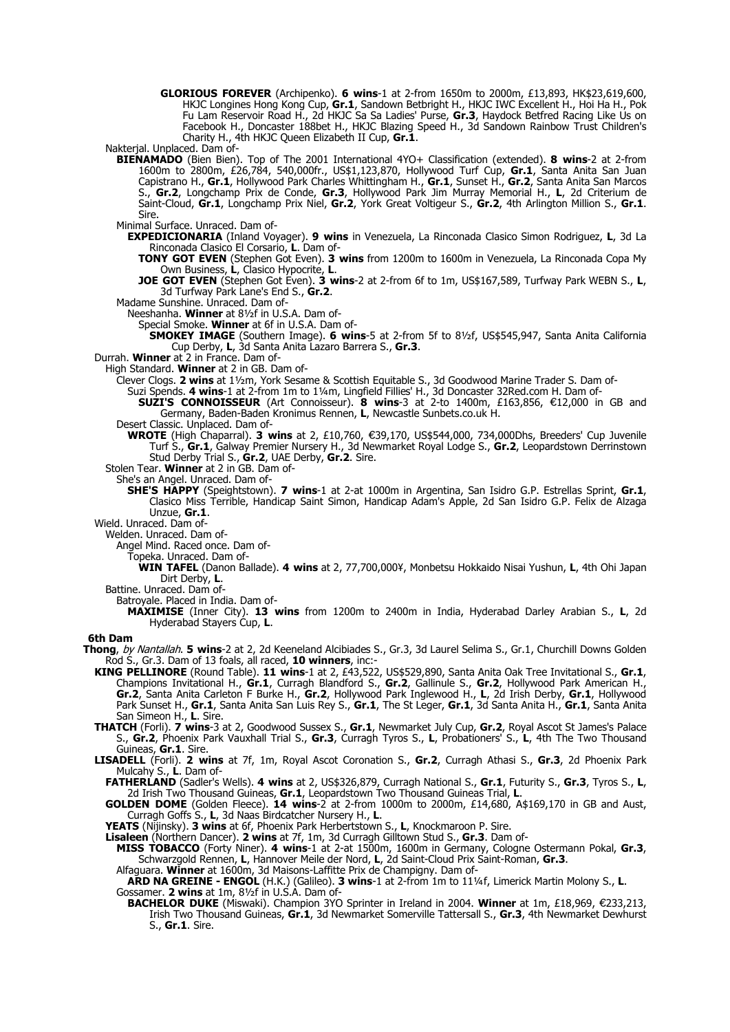**GLORIOUS FOREVER** (Archipenko). **6 wins**-1 at 2-from 1650m to 2000m, £13,893, HK$23,619,600, HKJC Longines Hong Kong Cup, **Gr.1**, Sandown Betbright H., HKJC IWC Excellent H., Hoi Ha H., Pok Fu Lam Reservoir Road H., 2d HKJC Sa Sa Ladies' Purse, **Gr.3**, Haydock Betfred Racing Like Us on Facebook H., Doncaster 188bet H., HKJC Blazing Speed H., 3d Sandown Rainbow Trust Children's Charity H., 4th HKJC Queen Elizabeth II Cup, **Gr.1**.

Nakterjal. Unplaced. Dam of-

**BIENAMADO** (Bien Bien). Top of The 2001 International 4YO+ Classification (extended). **8 wins**-2 at 2-from 1600m to 2800m, £26,784, 540,000fr., US$1,123,870, Hollywood Turf Cup, **Gr.1**, Santa Anita San Juan Capistrano H., **Gr.1**, Hollywood Park Charles Whittingham H., **Gr.1**, Sunset H., **Gr.2**, Santa Anita San Marcos S., **Gr.2**, Longchamp Prix de Conde, **Gr.3**, Hollywood Park Jim Murray Memorial H., **L**, 2d Criterium de Saint-Cloud, **Gr.1**, Longchamp Prix Niel, **Gr.2**, York Great Voltigeur S., **Gr.2**, 4th Arlington Million S., **Gr.1**. Sire.

Minimal Surface. Unraced. Dam of-

**EXPEDICIONARIA** (Inland Voyager). **9 wins** in Venezuela, La Rinconada Clasico Simon Rodriguez, **L**, 3d La Rinconada Clasico El Corsario, **L**. Dam of-

**TONY GOT EVEN** (Stephen Got Even). **3 wins** from 1200m to 1600m in Venezuela, La Rinconada Copa My Own Business, **L**, Clasico Hypocrite, **L**.

**JOE GOT EVEN** (Stephen Got Even). **3 wins**-2 at 2-from 6f to 1m, US$167,589, Turfway Park WEBN S., **L**, 3d Turfway Park Lane's End S., **Gr.2**.

Madame Sunshine. Unraced. Dam of-

Neeshanha. **Winner** at 8½f in U.S.A. Dam of-

Special Smoke. **Winner** at 6f in U.S.A. Dam of-

**SMOKEY IMAGE** (Southern Image). **6 wins**-5 at 2-from 5f to 8½f, US$545,947, Santa Anita California Cup Derby, **L**, 3d Santa Anita Lazaro Barrera S., **Gr.3**.

Durrah. **Winner** at 2 in France. Dam of-

High Standard. **Winner** at 2 in GB. Dam of-

Clever Clogs. **2 wins** at 1½m, York Sesame & Scottish Equitable S., 3d Goodwood Marine Trader S. Dam of-

Suzi Spends. **4 wins**-1 at 2-from 1m to 1¼m, Lingfield Fillies' H., 3d Doncaster 32Red.com H. Dam of-

**SUZI'S CONNOISSEUR** (Art Connoisseur). **8 wins**-3 at 2-to 1400m, £163,856, €12,000 in GB and Germany, Baden-Baden Kronimus Rennen, **L**, Newcastle Sunbets.co.uk H.

Desert Classic. Unplaced. Dam of-

**WROTE** (High Chaparral). **3 wins** at 2, £10,760, €39,170, US$544,000, 734,000Dhs, Breeders' Cup Juvenile Turf S., **Gr.1**, Galway Premier Nursery H., 3d Newmarket Royal Lodge S., **Gr.2**, Leopardstown Derrinstown Stud Derby Trial S., **Gr.2**, UAE Derby, **Gr.2**. Sire.

Stolen Tear. **Winner** at 2 in GB. Dam of-

She's an Angel. Unraced. Dam of-

**SHE'S HAPPY** (Speightstown). **7 wins**-1 at 2-at 1000m in Argentina, San Isidro G.P. Estrellas Sprint, **Gr.1**, Clasico Miss Terrible, Handicap Saint Simon, Handicap Adam's Apple, 2d San Isidro G.P. Felix de Alzaga Unzue, **Gr.1**.

Wield. Unraced. Dam of-

Welden. Unraced. Dam of-

Angel Mind. Raced once. Dam of-

Topeka. Unraced. Dam of-

**WIN TAFEL** (Danon Ballade). **4 wins** at 2, 77,700,000¥, Monbetsu Hokkaido Nisai Yushun, **L**, 4th Ohi Japan Dirt Derby, **L**.

Battine. Unraced. Dam of-

Batroyale. Placed in India. Dam of-

**MAXIMISE** (Inner City). **13 wins** from 1200m to 2400m in India, Hyderabad Darley Arabian S., **L**, 2d Hyderabad Stayers Cup, **L**.

**6th Dam**

**Thong**, *by Nantallah*. **5 wins**-2 at 2, 2d Keeneland Alcibiades S., Gr.3, 3d Laurel Selima S., Gr.1, Churchill Downs Golden Rod S., Gr.3. Dam of 13 foals, all raced, **10 winners**, inc:-

**KING PELLINORE** (Round Table). **11 wins**-1 at 2, £43,522, US$529,890, Santa Anita Oak Tree Invitational S., **Gr.1**, Champions Invitational H., **Gr.1**, Curragh Blandford S., **Gr.2**, Gallinule S., **Gr.2**, Hollywood Park American H., **Gr.2**, Santa Anita Carleton F Burke H., **Gr.2**, Hollywood Park Inglewood H., **L**, 2d Irish Derby, **Gr.1**, Hollywood Park Sunset H., **Gr.1**, Santa Anita San Luis Rey S., **Gr.1**, The St Leger, **Gr.1**, 3d Santa Anita H., **Gr.1**, Santa Anita San Simeon H., **L**. Sire.

**THATCH** (Forli). **7 wins**-3 at 2, Goodwood Sussex S., **Gr.1**, Newmarket July Cup, **Gr.2**, Royal Ascot St James's Palace S., **Gr.2**, Phoenix Park Vauxhall Trial S., **Gr.3**, Curragh Tyros S., **L**, Probationers' S., **L**, 4th The Two Thousand Guineas, **Gr.1**. Sire.

**LISADELL** (Forli). **2 wins** at 7f, 1m, Royal Ascot Coronation S., **Gr.2**, Curragh Athasi S., **Gr.3**, 2d Phoenix Park Mulcahy S., **L**. Dam of-

**FATHERLAND** (Sadler's Wells). **4 wins** at 2, US$326,879, Curragh National S., **Gr.1**, Futurity S., **Gr.3**, Tyros S., **L**, 2d Irish Two Thousand Guineas, **Gr.1**, Leopardstown Two Thousand Guineas Trial, **L**.

**GOLDEN DOME** (Golden Fleece). **14 wins**-2 at 2-from 1000m to 2000m, £14,680, A$169,170 in GB and Aust, Curragh Goffs S., **L**, 3d Naas Birdcatcher Nursery H., **L**.

**YEATS** (Nijinsky). **3 wins** at 6f, Phoenix Park Herbertstown S., **L**, Knockmaroon P. Sire.

**Lisaleen** (Northern Dancer). **2 wins** at 7f, 1m, 3d Curragh Gilltown Stud S., **Gr.3**. Dam of-

**MISS TOBACCO** (Forty Niner). **4 wins**-1 at 2-at 1500m, 1600m in Germany, Cologne Ostermann Pokal, **Gr.3**, Schwarzgold Rennen, **L**, Hannover Meile der Nord, **L**, 2d Saint-Cloud Prix Saint-Roman, **Gr.3**.

Alfaguara. **Winner** at 1600m, 3d Maisons-Laffitte Prix de Champigny. Dam of-

**ARD NA GREINE - ENGOL** (H.K.) (Galileo). **3 wins**-1 at 2-from 1m to 11¼f, Limerick Martin Molony S., **L**.

Gossamer. **2 wins** at 1m, 8½f in U.S.A. Dam of-

**BACHELOR DUKE** (Miswaki). Champion 3YO Sprinter in Ireland in 2004. **Winner** at 1m, £18,969, €233,213, Irish Two Thousand Guineas, **Gr.1**, 3d Newmarket Somerville Tattersall S., **Gr.3**, 4th Newmarket Dewhurst S., **Gr.1**. Sire.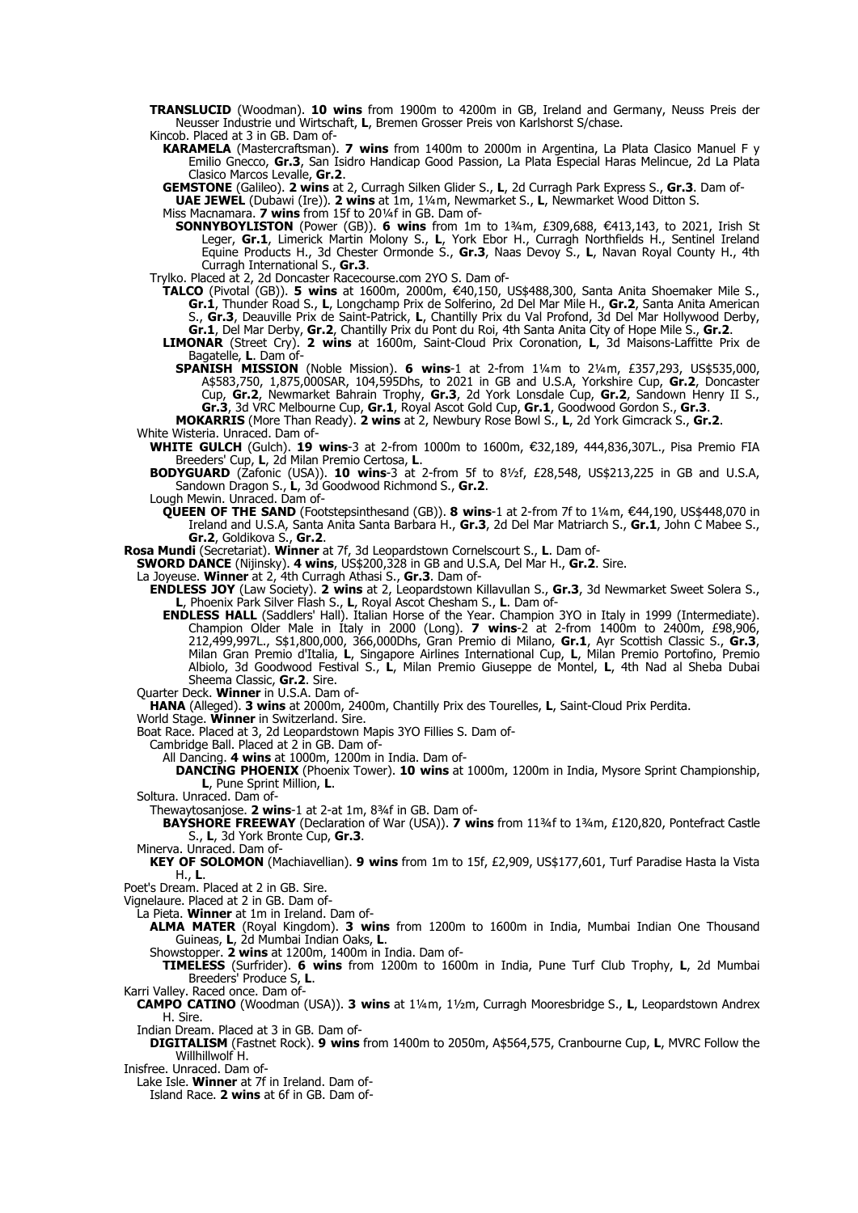**TRANSLUCID** (Woodman). **10 wins** from 1900m to 4200m in GB, Ireland and Germany, Neuss Preis der Neusser Industrie und Wirtschaft, **L**, Bremen Grosser Preis von Karlshorst S/chase.

Kincob. Placed at 3 in GB. Dam of-

**KARAMELA** (Mastercraftsman). **7 wins** from 1400m to 2000m in Argentina, La Plata Clasico Manuel F y Emilio Gnecco, **Gr.3**, San Isidro Handicap Good Passion, La Plata Especial Haras Melincue, 2d La Plata Clasico Marcos Levalle, **Gr.2**.

**GEMSTONE** (Galileo). **2 wins** at 2, Curragh Silken Glider S., **L**, 2d Curragh Park Express S., **Gr.3**. Dam of-

**UAE JEWEL** (Dubawi (Ire)). **2 wins** at 1m, 1¼m, Newmarket S., **L**, Newmarket Wood Ditton S.

Miss Macnamara. **7 wins** from 15f to 20¼f in GB. Dam of-

**SONNYBOYLISTON** (Power (GB)). **6 wins** from 1m to 1¾m, £309,688, €413,143, to 2021, Irish St Leger, **Gr.1**, Limerick Martin Molony S., **L**, York Ebor H., Curragh Northfields H., Sentinel Ireland Equine Products H., 3d Chester Ormonde S., **Gr.3**, Naas Devoy S., **L**, Navan Royal County H., 4th Curragh International S., **Gr.3**.

Trylko. Placed at 2, 2d Doncaster Racecourse.com 2YO S. Dam of-

**TALCO** (Pivotal (GB)). **5 wins** at 1600m, 2000m, €40,150, US$488,300, Santa Anita Shoemaker Mile S., **Gr.1**, Thunder Road S., **L**, Longchamp Prix de Solferino, 2d Del Mar Mile H., **Gr.2**, Santa Anita American S., **Gr.3**, Deauville Prix de Saint-Patrick, **L**, Chantilly Prix du Val Profond, 3d Del Mar Hollywood Derby, **Gr.1**, Del Mar Derby, **Gr.2**, Chantilly Prix du Pont du Roi, 4th Santa Anita City of Hope Mile S., **Gr.2**.

**LIMONAR** (Street Cry). **2 wins** at 1600m, Saint-Cloud Prix Coronation, **L**, 3d Maisons-Laffitte Prix de Bagatelle, **L**. Dam of-

**SPANISH MISSION** (Noble Mission). **6 wins**-1 at 2-from 1¼m to 2¼m, £357,293, US$535,000, A$583,750, 1,875,000SAR, 104,595Dhs, to 2021 in GB and U.S.A, Yorkshire Cup, **Gr.2**, Doncaster Cup, **Gr.2**, Newmarket Bahrain Trophy, **Gr.3**, 2d York Lonsdale Cup, **Gr.2**, Sandown Henry II S., **Gr.3**, 3d VRC Melbourne Cup, **Gr.1**, Royal Ascot Gold Cup, **Gr.1**, Goodwood Gordon S., **Gr.3**.

**MOKARRIS** (More Than Ready). **2 wins** at 2, Newbury Rose Bowl S., **L**, 2d York Gimcrack S., **Gr.2**.

White Wisteria. Unraced. Dam of-

**WHITE GULCH** (Gulch). **19 wins**-3 at 2-from 1000m to 1600m, €32,189, 444,836,307L., Pisa Premio FIA Breeders' Cup, **L**, 2d Milan Premio Certosa, **L**.

**BODYGUARD** (Zafonic (USA)). **10 wins**-3 at 2-from 5f to 8½f, £28,548, US$213,225 in GB and U.S.A, Sandown Dragon S., **L**, 3d Goodwood Richmond S., **Gr.2**.

Lough Mewin. Unraced. Dam of-

**QUEEN OF THE SAND** (Footstepsinthesand (GB)). **8 wins**-1 at 2-from 7f to 1¼m, €44,190, US$448,070 in Ireland and U.S.A, Santa Anita Santa Barbara H., **Gr.3**, 2d Del Mar Matriarch S., **Gr.1**, John C Mabee S., **Gr.2**, Goldikova S., **Gr.2**.

**Rosa Mundi** (Secretariat). **Winner** at 7f, 3d Leopardstown Cornelscourt S., **L**. Dam of-

**SWORD DANCE** (Nijinsky). **4 wins**, US$200,328 in GB and U.S.A, Del Mar H., **Gr.2**. Sire.

La Joyeuse. **Winner** at 2, 4th Curragh Athasi S., **Gr.3**. Dam of-

**ENDLESS JOY** (Law Society). **2 wins** at 2, Leopardstown Killavullan S., **Gr.3**, 3d Newmarket Sweet Solera S., **L**, Phoenix Park Silver Flash S., **L**, Royal Ascot Chesham S., **L**. Dam of-

**ENDLESS HALL** (Saddlers' Hall). Italian Horse of the Year. Champion 3YO in Italy in 1999 (Intermediate). Champion Older Male in Italy in 2000 (Long). **7 wins**-2 at 2-from 1400m to 2400m, £98,906, 212,499,997L., S$1,800,000, 366,000Dhs, Gran Premio di Milano, **Gr.1**, Ayr Scottish Classic S., **Gr.3**, Milan Gran Premio d'Italia, **L**, Singapore Airlines International Cup, **L**, Milan Premio Portofino, Premio Albiolo, 3d Goodwood Festival S., **L**, Milan Premio Giuseppe de Montel, **L**, 4th Nad al Sheba Dubai Sheema Classic, **Gr.2**. Sire.

Quarter Deck. **Winner** in U.S.A. Dam of-

**HANA** (Alleged). **3 wins** at 2000m, 2400m, Chantilly Prix des Tourelles, **L**, Saint-Cloud Prix Perdita.

World Stage. **Winner** in Switzerland. Sire.

Boat Race. Placed at 3, 2d Leopardstown Mapis 3YO Fillies S. Dam of-

Cambridge Ball. Placed at 2 in GB. Dam of-

All Dancing. **4 wins** at 1000m, 1200m in India. Dam of-

**DANCING PHOENIX** (Phoenix Tower). **10 wins** at 1000m, 1200m in India, Mysore Sprint Championship, **L**, Pune Sprint Million, **L**.

Soltura. Unraced. Dam of-

Thewaytosanjose. **2 wins**-1 at 2-at 1m, 8¾f in GB. Dam of-

**BAYSHORE FREEWAY** (Declaration of War (USA)). **7 wins** from 11¾f to 1¾m, £120,820, Pontefract Castle S., **L**, 3d York Bronte Cup, **Gr.3**.

Minerva. Unraced. Dam of-

**KEY OF SOLOMON** (Machiavellian). **9 wins** from 1m to 15f, £2,909, US$177,601, Turf Paradise Hasta la Vista H., **L**.

Poet's Dream. Placed at 2 in GB. Sire.

Vignelaure. Placed at 2 in GB. Dam of-

La Pieta. **Winner** at 1m in Ireland. Dam of-

**ALMA MATER** (Royal Kingdom). **3 wins** from 1200m to 1600m in India, Mumbai Indian One Thousand Guineas, **L**, 2d Mumbai Indian Oaks, **L**.

Showstopper. **2 wins** at 1200m, 1400m in India. Dam of-

**TIMELESS** (Surfrider). **6 wins** from 1200m to 1600m in India, Pune Turf Club Trophy, **L**, 2d Mumbai Breeders' Produce S, **L**.

Karri Valley. Raced once. Dam of-

**CAMPO CATINO** (Woodman (USA)). **3 wins** at 1¼m, 1½m, Curragh Mooresbridge S., **L**, Leopardstown Andrex H. Sire.

Indian Dream. Placed at 3 in GB. Dam of-

**DIGITALISM** (Fastnet Rock). **9 wins** from 1400m to 2050m, A$564,575, Cranbourne Cup, **L**, MVRC Follow the Willhillwolf H.

Inisfree. Unraced. Dam of-

Lake Isle. **Winner** at 7f in Ireland. Dam of-

Island Race. **2 wins** at 6f in GB. Dam of-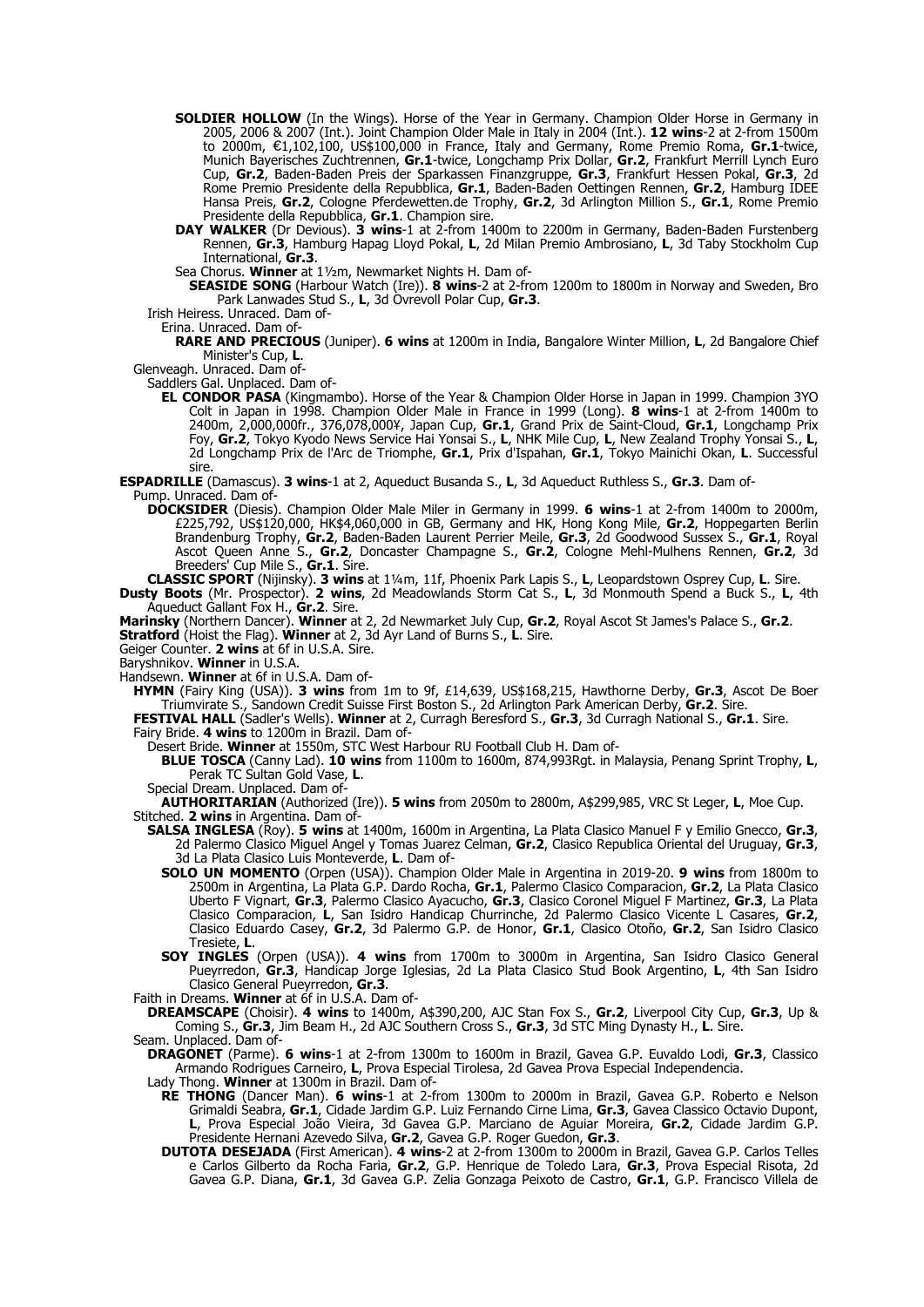**SOLDIER HOLLOW** (In the Wings). Horse of the Year in Germany. Champion Older Horse in Germany in 2005, 2006 & 2007 (Int.). Joint Champion Older Male in Italy in 2004 (Int.). **12 wins**-2 at 2-from 1500m to 2000m, €1,102,100, US$100,000 in France, Italy and Germany, Rome Premio Roma, **Gr.1**-twice, Munich Bayerisches Zuchtrennen, **Gr.1**-twice, Longchamp Prix Dollar, **Gr.2**, Frankfurt Merrill Lynch Euro Cup, **Gr.2**, Baden-Baden Preis der Sparkassen Finanzgruppe, **Gr.3**, Frankfurt Hessen Pokal, **Gr.3**, 2d Rome Premio Presidente della Repubblica, **Gr.1**, Baden-Baden Oettingen Rennen, **Gr.2**, Hamburg IDEE Hansa Preis, **Gr.2**, Cologne Pferdewetten.de Trophy, **Gr.2**, 3d Arlington Million S., **Gr.1**, Rome Premio Presidente della Repubblica, **Gr.1**. Champion sire.

**DAY WALKER** (Dr Devious). **3 wins**-1 at 2-from 1400m to 2200m in Germany, Baden-Baden Furstenberg Rennen, **Gr.3**, Hamburg Hapag Lloyd Pokal, **L**, 2d Milan Premio Ambrosiano, **L**, 3d Taby Stockholm Cup International, **Gr.3**.

Sea Chorus. **Winner** at 1½m, Newmarket Nights H. Dam of-

**SEASIDE SONG** (Harbour Watch (Ire)). **8 wins**-2 at 2-from 1200m to 1800m in Norway and Sweden, Bro Park Lanwades Stud S., **L**, 3d Ovrevoll Polar Cup, **Gr.3**.

Irish Heiress. Unraced. Dam of-

Erina. Unraced. Dam of-

**RARE AND PRECIOUS** (Juniper). **6 wins** at 1200m in India, Bangalore Winter Million, **L**, 2d Bangalore Chief Minister's Cup, **L**.

Glenveagh. Unraced. Dam of-

Saddlers Gal. Unplaced. Dam of-

**EL CONDOR PASA** (Kingmambo). Horse of the Year & Champion Older Horse in Japan in 1999. Champion 3YO Colt in Japan in 1998. Champion Older Male in France in 1999 (Long). **8 wins**-1 at 2-from 1400m to 2400m, 2,000,000fr., 376,078,000¥, Japan Cup, **Gr.1**, Grand Prix de Saint-Cloud, **Gr.1**, Longchamp Prix Foy, **Gr.2**, Tokyo Kyodo News Service Hai Yonsai S., **L**, NHK Mile Cup, **L**, New Zealand Trophy Yonsai S., **L**, 2d Longchamp Prix de l'Arc de Triomphe, **Gr.1**, Prix d'Ispahan, **Gr.1**, Tokyo Mainichi Okan, **L**. Successful sire.

**ESPADRILLE** (Damascus). **3 wins**-1 at 2, Aqueduct Busanda S., **L**, 3d Aqueduct Ruthless S., **Gr.3**. Dam of-

Pump. Unraced. Dam of-

**DOCKSIDER** (Diesis). Champion Older Male Miler in Germany in 1999. **6 wins**-1 at 2-from 1400m to 2000m, £225,792, US$120,000, HK$4,060,000 in GB, Germany and HK, Hong Kong Mile, **Gr.2**, Hoppegarten Berlin Brandenburg Trophy, **Gr.2**, Baden-Baden Laurent Perrier Meile, **Gr.3**, 2d Goodwood Sussex S., **Gr.1**, Royal Ascot Queen Anne S., **Gr.2**, Doncaster Champagne S., **Gr.2**, Cologne Mehl-Mulhens Rennen, **Gr.2**, 3d Breeders' Cup Mile S., **Gr.1**. Sire.

**CLASSIC SPORT** (Nijinsky). **3 wins** at 1¼m, 11f, Phoenix Park Lapis S., **L**, Leopardstown Osprey Cup, **L**. Sire.

**Dusty Boots** (Mr. Prospector). **2 wins**, 2d Meadowlands Storm Cat S., **L**, 3d Monmouth Spend a Buck S., **L**, 4th Aqueduct Gallant Fox H., **Gr.2**. Sire.

**Marinsky** (Northern Dancer). **Winner** at 2, 2d Newmarket July Cup, **Gr.2**, Royal Ascot St James's Palace S., **Gr.2**.

**Stratford** (Hoist the Flag). **Winner** at 2, 3d Ayr Land of Burns S., **L**. Sire.

Geiger Counter. **2 wins** at 6f in U.S.A. Sire.

Baryshnikov. **Winner** in U.S.A.

Handsewn. **Winner** at 6f in U.S.A. Dam of-

**HYMN** (Fairy King (USA)). **3 wins** from 1m to 9f, £14,639, US$168,215, Hawthorne Derby, **Gr.3**, Ascot De Boer Triumvirate S., Sandown Credit Suisse First Boston S., 2d Arlington Park American Derby, **Gr.2**. Sire.

**FESTIVAL HALL** (Sadler's Wells). **Winner** at 2, Curragh Beresford S., **Gr.3**, 3d Curragh National S., **Gr.1**. Sire.

Fairy Bride. **4 wins** to 1200m in Brazil. Dam of-

Desert Bride. **Winner** at 1550m, STC West Harbour RU Football Club H. Dam of-

**BLUE TOSCA** (Canny Lad). **10 wins** from 1100m to 1600m, 874,993Rgt. in Malaysia, Penang Sprint Trophy, **L**, Perak TC Sultan Gold Vase, **L**.

Special Dream. Unplaced. Dam of-

**AUTHORITARIAN** (Authorized (Ire)). **5 wins** from 2050m to 2800m, A$299,985, VRC St Leger, **L**, Moe Cup.

Stitched. **2 wins** in Argentina. Dam of-

**SALSA INGLESA** (Roy). **5 wins** at 1400m, 1600m in Argentina, La Plata Clasico Manuel F y Emilio Gnecco, **Gr.3**, 2d Palermo Clasico Miguel Angel y Tomas Juarez Celman, **Gr.2**, Clasico Republica Oriental del Uruguay, **Gr.3**, 3d La Plata Clasico Luis Monteverde, **L**. Dam of-

**SOLO UN MOMENTO** (Orpen (USA)). Champion Older Male in Argentina in 2019-20. **9 wins** from 1800m to 2500m in Argentina, La Plata G.P. Dardo Rocha, **Gr.1**, Palermo Clasico Comparacion, **Gr.2**, La Plata Clasico Uberto F Vignart, **Gr.3**, Palermo Clasico Ayacucho, **Gr.3**, Clasico Coronel Miguel F Martinez, **Gr.3**, La Plata Clasico Comparacion, **L**, San Isidro Handicap Churrinche, 2d Palermo Clasico Vicente L Casares, **Gr.2**, Clasico Eduardo Casey, **Gr.2**, 3d Palermo G.P. de Honor, **Gr.1**, Clasico Otoño, **Gr.2**, San Isidro Clasico Tresiete, **L**.

**SOY INGLES** (Orpen (USA)). **4 wins** from 1700m to 3000m in Argentina, San Isidro Clasico General Pueyrredon, **Gr.3**, Handicap Jorge Iglesias, 2d La Plata Clasico Stud Book Argentino, **L**, 4th San Isidro Clasico General Pueyrredon, **Gr.3**.

Faith in Dreams. **Winner** at 6f in U.S.A. Dam of-

**DREAMSCAPE** (Choisir). **4 wins** to 1400m, A$390,200, AJC Stan Fox S., **Gr.2**, Liverpool City Cup, **Gr.3**, Up & Coming S., **Gr.3**, Jim Beam H., 2d AJC Southern Cross S., **Gr.3**, 3d STC Ming Dynasty H., **L**. Sire.

Seam. Unplaced. Dam of-

**DRAGONET** (Parme). **6 wins**-1 at 2-from 1300m to 1600m in Brazil, Gavea G.P. Euvaldo Lodi, **Gr.3**, Classico Armando Rodrigues Carneiro, **L**, Prova Especial Tirolesa, 2d Gavea Prova Especial Independencia.

Lady Thong. **Winner** at 1300m in Brazil. Dam of-

**RE THONG** (Dancer Man). **6 wins**-1 at 2-from 1300m to 2000m in Brazil, Gavea G.P. Roberto e Nelson Grimaldi Seabra, **Gr.1**, Cidade Jardim G.P. Luiz Fernando Cirne Lima, **Gr.3**, Gavea Classico Octavio Dupont, **L**, Prova Especial João Vieira, 3d Gavea G.P. Marciano de Aguiar Moreira, **Gr.2**, Cidade Jardim G.P. Presidente Hernani Azevedo Silva, **Gr.2**, Gavea G.P. Roger Guedon, **Gr.3**.

**DUTOTA DESEJADA** (First American). **4 wins**-2 at 2-from 1300m to 2000m in Brazil, Gavea G.P. Carlos Telles e Carlos Gilberto da Rocha Faria, **Gr.2**, G.P. Henrique de Toledo Lara, **Gr.3**, Prova Especial Risota, 2d Gavea G.P. Diana, **Gr.1**, 3d Gavea G.P. Zelia Gonzaga Peixoto de Castro, **Gr.1**, G.P. Francisco Villela de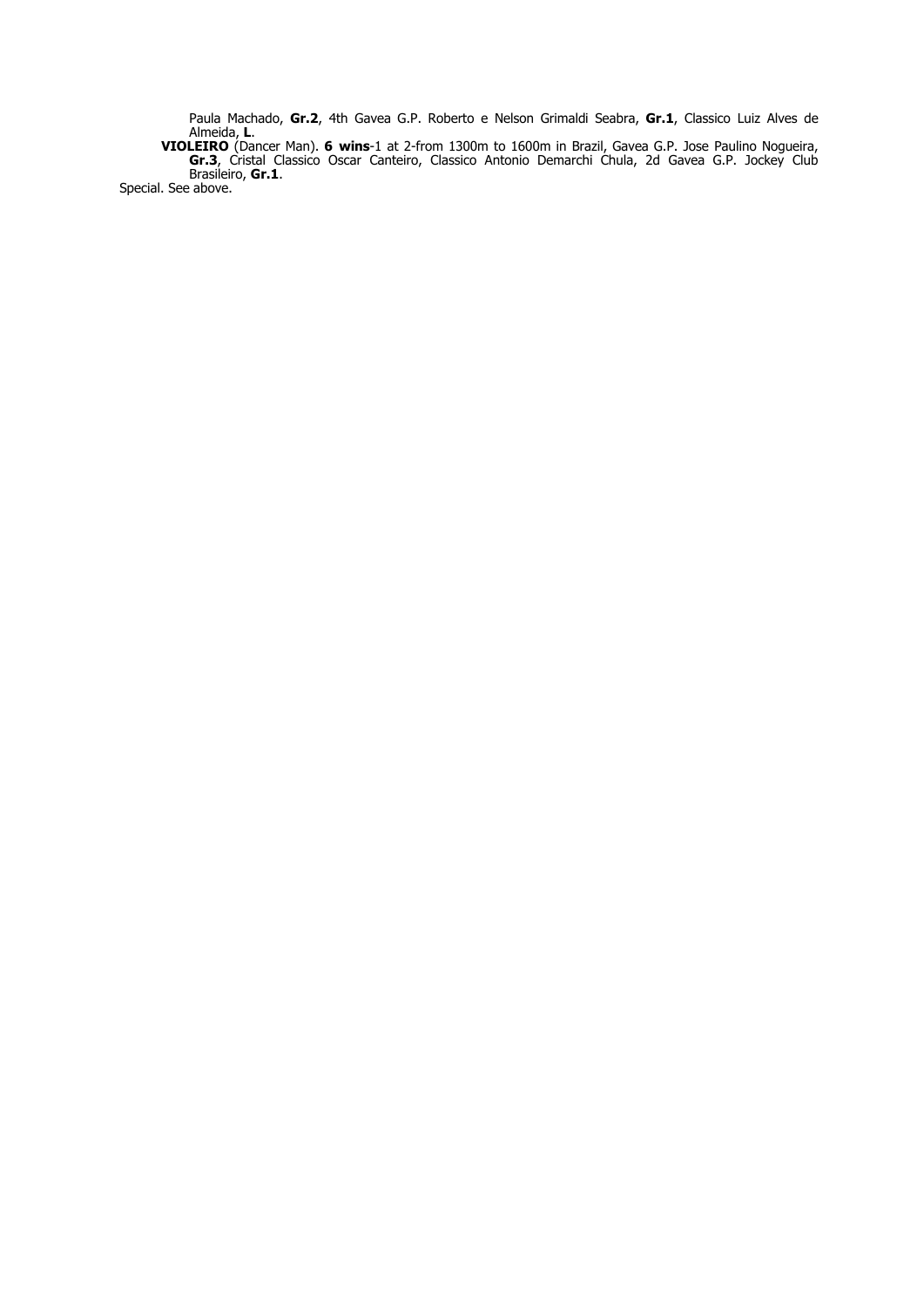Paula Machado, **Gr.2**, 4th Gavea G.P. Roberto e Nelson Grimaldi Seabra, **Gr.1**, Classico Luiz Alves de Almeida, **L**.

**VIOLEIRO** (Dancer Man). **6 wins**-1 at 2-from 1300m to 1600m in Brazil, Gavea G.P. Jose Paulino Nogueira, **Gr.3**, Cristal Classico Oscar Canteiro, Classico Antonio Demarchi Chula, 2d Gavea G.P. Jockey Club Brasileiro, **Gr.1**.

Special. See above.